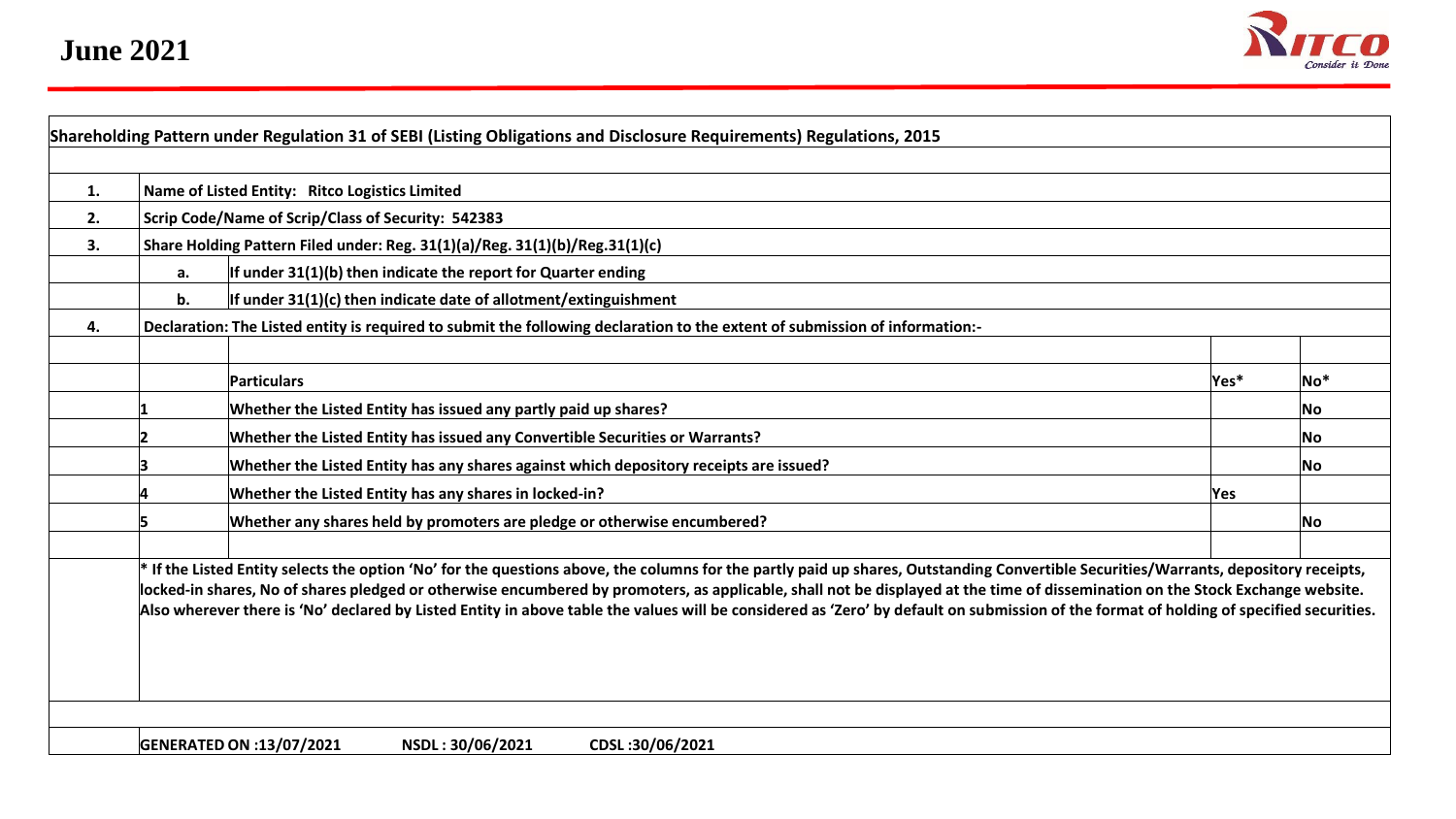# June 2021

**Shareholding Pattern under Regulation 31 of SEBI (Listing Obligations and Disclosure Requirements) Regulations, 2015**

| | | | | |
|---|---|---|---|---|
| 1. | **Name of Listed Entity: Ritco Logistics Limited** | | | |
| 2. | **Scrip Code/Name of Scrip/Class of Security: 542383** | | | |
| 3. | **Share Holding Pattern Filed under: Reg. 31(1)(a)/Reg. 31(1)(b)/Reg.31(1)(c)** | | | |
| | **a.** | **If under 31(1)(b) then indicate the report for Quarter ending** | | |
| | **b.** | **If under 31(1)(c) then indicate date of allotment/extinguishment** | | |
| 4. | **Declaration: The Listed entity is required to submit the following declaration to the extent of submission of information:-** | | | |
| | | **Particulars** | **Yes*** | **No*** |
| | 1 | **Whether the Listed Entity has issued any partly paid up shares?** | | **No** |
| | 2 | **Whether the Listed Entity has issued any Convertible Securities or Warrants?** | | **No** |
| | 3 | **Whether the Listed Entity has any shares against which depository receipts are issued?** | | **No** |
| | 4 | **Whether the Listed Entity has any shares in locked-in?** | **Yes** | |
| | 5 | **Whether any shares held by promoters are pledge or otherwise encumbered?** | | **No** |

**\* If the Listed Entity selects the option 'No' for the questions above, the columns for the partly paid up shares, Outstanding Convertible Securities/Warrants, depository receipts, locked-in shares, No of shares pledged or otherwise encumbered by promoters, as applicable, shall not be displayed at the time of dissemination on the Stock Exchange website. Also wherever there is 'No' declared by Listed Entity in above table the values will be considered as 'Zero' by default on submission of the format of holding of specified securities.**

**GENERATED ON :13/07/2021 NSDL : 30/06/2021 CDSL :30/06/2021**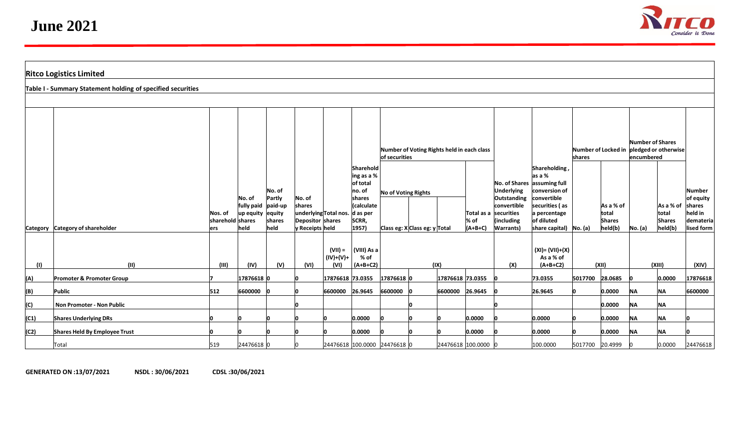# June 2021

## Ritco Logistics Limited

### Table I - Summary Statement holding of specified securities

| Category | Category of shareholder | Nos. of shareholders | No. of fully paid up equity shares held | No. of Partly paid-up equity shares held | No. of shares underlying Depository Receipts | Total nos. shares held | Shareholding as a % of total no. of shares (calculated as per SCRR, 1957) | Number of Voting Rights held in each class of securities | | | | No. of Shares Underlying Outstanding convertible securities (including Warrants) | Shareholding, as a % assuming full conversion of convertible securities ( as a percentage of diluted share capital) | Number of Locked in shares | | Number of Shares pledged or otherwise encumbered | | Number of equity shares held in dematerialised form |
|---|---|---|---|---|---|---|---|---|---|---|---|---|---|---|---|---|---|---|
| | | | | | | | | No of Voting Rights | | | Total as a % of (A+B+C) | | | No. (a) | As a % of total Shares held(b) | No. (a) | As a % of total Shares held(b) | |
| | | | | | | | | Class eg: X | Class eg: y | Total | | | | | | | | |
| (I) | (II) | (III) | (IV) | (V) | (VI) | (VII) = (IV)+(V)+ (VI) | (VIII) As a % of (A+B+C2) | (IX) | | | | (X) | (XI)= (VII)+(X) As a % of (A+B+C2) | (XII) | | (XIII) | | (XIV) |
| (A) | Promoter & Promoter Group | 7 | 17876618 | 0 | 0 | 17876618 | 73.0355 | 17876618 | 0 | 17876618 | 73.0355 | 0 | 73.0355 | 5017700 | 28.0685 | 0 | 0.0000 | 17876618 |
| (B) | Public | 512 | 6600000 | 0 | 0 | 6600000 | 26.9645 | 6600000 | 0 | 6600000 | 26.9645 | 0 | 26.9645 | 0 | 0.0000 | NA | NA | 6600000 |
| (C) | Non Promoter - Non Public | | | | 0 | | | | 0 | | | 0 | | | 0.0000 | NA | NA | |
| (C1) | Shares Underlying DRs | 0 | 0 | 0 | 0 | 0 | 0.0000 | 0 | 0 | 0 | 0.0000 | 0 | 0.0000 | 0 | 0.0000 | NA | NA | 0 |
| (C2) | Shares Held By Employee Trust | 0 | 0 | 0 | 0 | 0 | 0.0000 | 0 | 0 | 0 | 0.0000 | 0 | 0.0000 | 0 | 0.0000 | NA | NA | 0 |
| | Total | 519 | 24476618 | 0 | 0 | 24476618 | 100.0000 | 24476618 | 0 | 24476618 | 100.0000 | 0 | 100.0000 | 5017700 | 20.4999 | 0 | 0.0000 | 24476618 |

**GENERATED ON :13/07/2021** **NSDL : 30/06/2021** **CDSL :30/06/2021**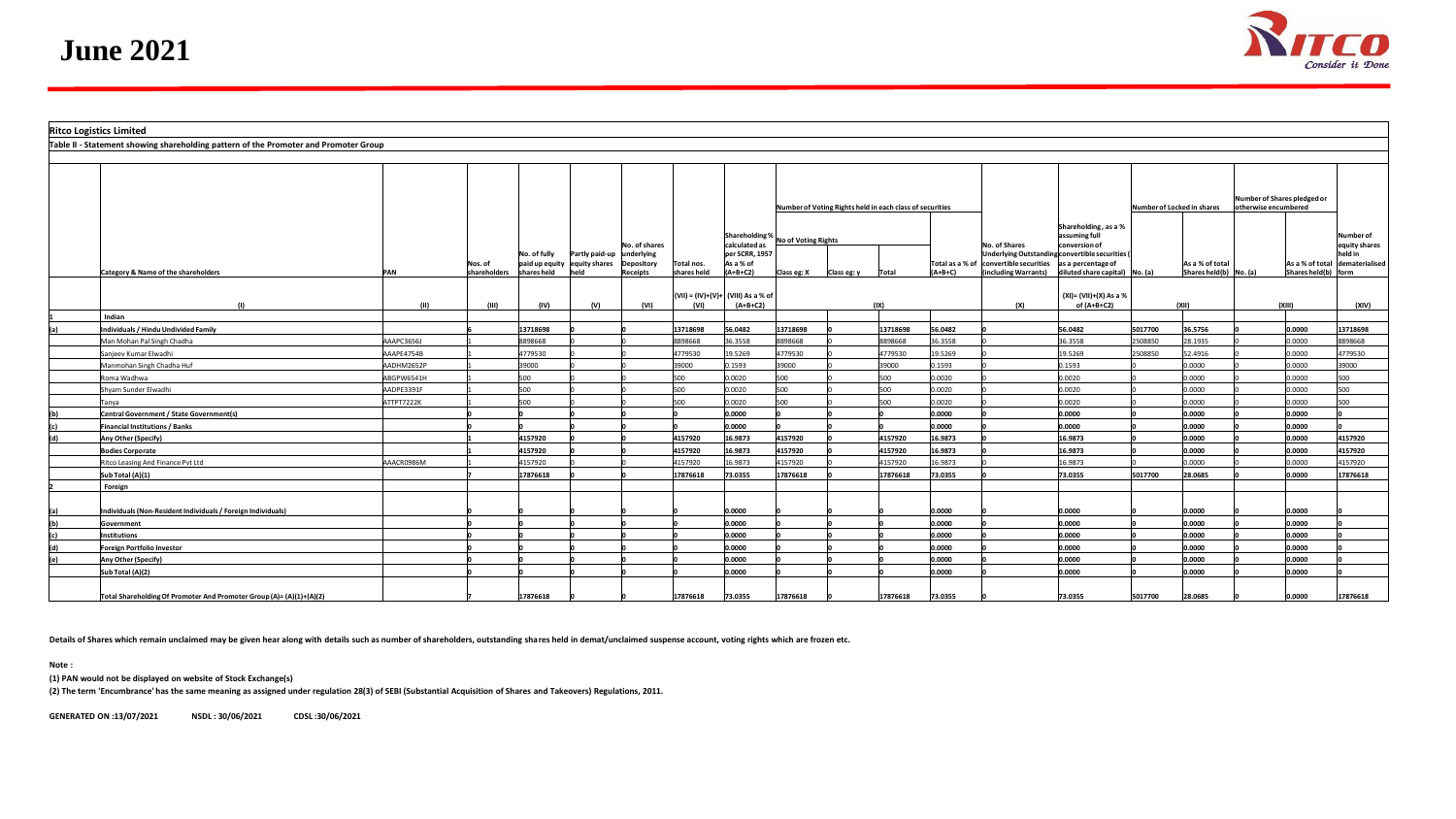# June 2021

**Ritco Logistics Limited**

**Table II - Statement showing shareholding pattern of the Promoter and Promoter Group**

| | Category & Name of the shareholders | PAN | Nos. of shareholders | No. of fully paid up equity shares held | Partly paid-up equity shares held | No. of shares underlying Depository Receipts | Total nos. shares held | Shareholding % calculated as per SCRR, 1957 As a % of (A+B+C2) | Number of Voting Rights held in each class of securities | | | | No. of Shares Underlying Outstanding convertible securities (including Warrants) | Shareholding , as a % assuming full conversion of convertible securities ( as a percentage of diluted share capital) | Number of Locked in shares | | Number of Shares pledged or otherwise encumbered | | Number of equity shares held in dematerialised form |
|---|---|---|---|---|---|---|---|---|---|---|---|---|---|---|---|---|---|---|---|
| | | | | | | | | | No of Voting Rights | | | Total as a % of (A+B+C) | | | No. (a) | As a % of total Shares held(b) | No. (a) | As a % of total Shares held(b) | |
| | | | | | | | | | Class eg: X | Class eg: y | Total | | | | | | | | |
| | (I) | (II) | (III) | (IV) | (V) | (VI) | (VII) = (IV)+(V)+ (VI) | (VIII) As a % of (A+B+C2) | (IX) | | | | (X) | (XI)= (VII)+(X) As a % of (A+B+C2) | (XII) | | (XIII) | | (XIV) |
| 1 | **Indian** | | | | | | | | | | | | | | | | | | |
| (a) | **Individuals / Hindu Undivided Family** | | 6 | 13718698 | 0 | 0 | 13718698 | 56.0482 | 13718698 | 0 | 13718698 | 56.0482 | 0 | 56.0482 | 5017700 | 36.5756 | 0 | 0.0000 | 13718698 |
| | Man Mohan Pal Singh Chadha | AAAPC3656J | 1 | 8898668 | 0 | 0 | 8898668 | 36.3558 | 8898668 | 0 | 8898668 | 36.3558 | 0 | 36.3558 | 2508850 | 28.1935 | 0 | 0.0000 | 8898668 |
| | Sanjeev Kumar Elwadhi | AAAPE4754B | 1 | 4779530 | 0 | 0 | 4779530 | 19.5269 | 4779530 | 0 | 4779530 | 19.5269 | 0 | 19.5269 | 2508850 | 52.4916 | 0 | 0.0000 | 4779530 |
| | Manmohan Singh Chadha Huf | AADHM2652P | 1 | 39000 | 0 | 0 | 39000 | 0.1593 | 39000 | 0 | 39000 | 0.1593 | 0 | 0.1593 | 0 | 0.0000 | 0 | 0.0000 | 39000 |
| | Roma Wadhwa | ABGPW6541H | 1 | 500 | 0 | 0 | 500 | 0.0020 | 500 | 0 | 500 | 0.0020 | 0 | 0.0020 | 0 | 0.0000 | 0 | 0.0000 | 500 |
| | Shyam Sunder Elwadhi | AADPE3391F | 1 | 500 | 0 | 0 | 500 | 0.0020 | 500 | 0 | 500 | 0.0020 | 0 | 0.0020 | 0 | 0.0000 | 0 | 0.0000 | 500 |
| | Tanya | ATTPT7222K | 1 | 500 | 0 | 0 | 500 | 0.0020 | 500 | 0 | 500 | 0.0020 | 0 | 0.0020 | 0 | 0.0000 | 0 | 0.0000 | 500 |
| (b) | **Central Government / State Government(s)** | | 0 | 0 | 0 | 0 | 0 | 0.0000 | 0 | 0 | 0 | 0.0000 | 0 | 0.0000 | 0 | 0.0000 | 0 | 0.0000 | 0 |
| (c) | **Financial Institutions / Banks** | | 0 | 0 | 0 | 0 | 0 | 0.0000 | 0 | 0 | 0 | 0.0000 | 0 | 0.0000 | 0 | 0.0000 | 0 | 0.0000 | 0 |
| (d) | **Any Other (Specify)** | | 1 | 4157920 | 0 | 0 | 4157920 | 16.9873 | 4157920 | 0 | 4157920 | 16.9873 | 0 | 16.9873 | 0 | 0.0000 | 0 | 0.0000 | 4157920 |
| | **Bodies Corporate** | | 1 | 4157920 | 0 | 0 | 4157920 | 16.9873 | 4157920 | 0 | 4157920 | 16.9873 | 0 | 16.9873 | 0 | 0.0000 | 0 | 0.0000 | 4157920 |
| | Ritco Leasing And Finance Pvt Ltd | AAACR0986M | 1 | 4157920 | 0 | 0 | 4157920 | 16.9873 | 4157920 | 0 | 4157920 | 16.9873 | 0 | 16.9873 | 0 | 0.0000 | 0 | 0.0000 | 4157920 |
| | Sub Total (A)(1) | | 7 | 17876618 | 0 | 0 | 17876618 | 73.0355 | 17876618 | 0 | 17876618 | 73.0355 | 0 | 73.0355 | 5017700 | 28.0685 | 0 | 0.0000 | 17876618 |
| 2 | **Foreign** | | | | | | | | | | | | | | | | | | |
| (a) | **Individuals (Non-Resident Individuals / Foreign Individuals)** | | 0 | 0 | 0 | 0 | 0 | 0.0000 | 0 | 0 | 0 | 0.0000 | 0 | 0.0000 | 0 | 0.0000 | 0 | 0.0000 | 0 |
| (b) | **Government** | | 0 | 0 | 0 | 0 | 0 | 0.0000 | 0 | 0 | 0 | 0.0000 | 0 | 0.0000 | 0 | 0.0000 | 0 | 0.0000 | 0 |
| (c) | **Institutions** | | 0 | 0 | 0 | 0 | 0 | 0.0000 | 0 | 0 | 0 | 0.0000 | 0 | 0.0000 | 0 | 0.0000 | 0 | 0.0000 | 0 |
| (d) | **Foreign Portfolio Investor** | | 0 | 0 | 0 | 0 | 0 | 0.0000 | 0 | 0 | 0 | 0.0000 | 0 | 0.0000 | 0 | 0.0000 | 0 | 0.0000 | 0 |
| (e) | **Any Other (Specify)** | | 0 | 0 | 0 | 0 | 0 | 0.0000 | 0 | 0 | 0 | 0.0000 | 0 | 0.0000 | 0 | 0.0000 | 0 | 0.0000 | 0 |
| | Sub Total (A)(2) | | 0 | 0 | 0 | 0 | 0 | 0.0000 | 0 | 0 | 0 | 0.0000 | 0 | 0.0000 | 0 | 0.0000 | 0 | 0.0000 | 0 |
| | Total Shareholding Of Promoter And Promoter Group (A)= (A)(1)+(A)(2) | | 7 | 17876618 | 0 | 0 | 17876618 | 73.0355 | 17876618 | 0 | 17876618 | 73.0355 | 0 | 73.0355 | 5017700 | 28.0685 | 0 | 0.0000 | 17876618 |

**Details of Shares which remain unclaimed may be given hear along with details such as number of shareholders, outstanding shares held in demat/unclaimed suspense account, voting rights which are frozen etc.**

**Note :**

**(1) PAN would not be displayed on website of Stock Exchange(s)**

**(2) The term 'Encumbrance' has the same meaning as assigned under regulation 28(3) of SEBI (Substantial Acquisition of Shares and Takeovers) Regulations, 2011.**

**GENERATED ON :13/07/2021 NSDL : 30/06/2021 CDSL :30/06/2021**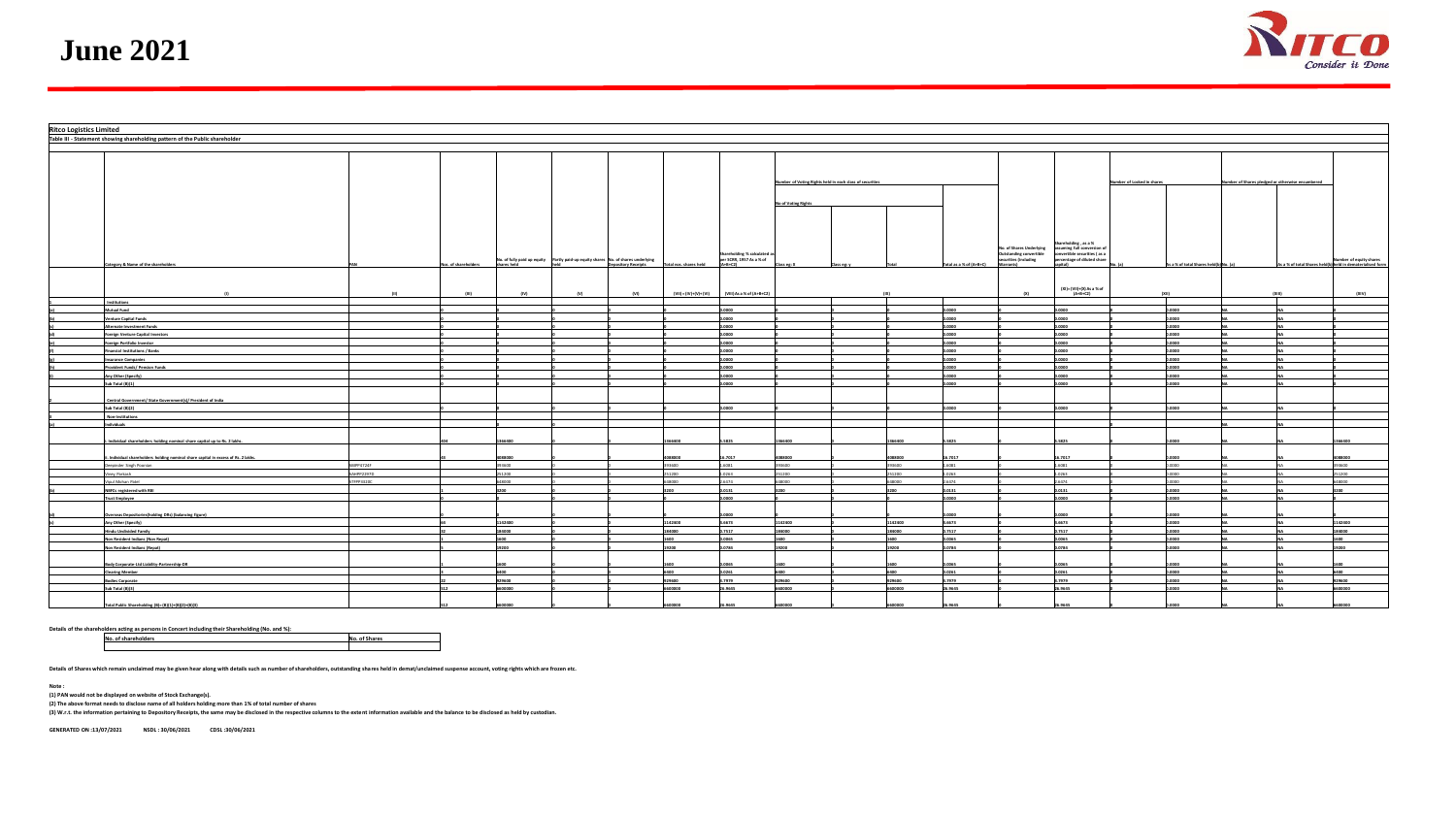# June 2021

**Ritco Logistics Limited**

**Table III - Statement showing shareholding pattern of the Public shareholder**

| Category & Name of the shareholders | PAN | Nos. of shareholders | No. of fully paid up equity shares held | Partly paid-up equity shares held | No. of shares underlying Depository Receipts | Total nos. shares held | Shareholding % calculated as per SCRR, 1957 As a % of (A+B+C2) | Number of Voting Rights held in each class of securities | | | | No. of Shares Underlying Outstanding convertible securities (including Warrants) | Shareholding , as a % assuming full conversion of convertible securities ( as a percentage of diluted share capital) | Number of Locked in shares | | Number of Shares pledged or otherwise encumbered | | Number of equity shares held in dematerialized form |
|---|---|---|---|---|---|---|---|---|---|---|---|---|---|---|---|---|---|---|
| | | | | | | | | No of Voting Rights | | | Total as a % of (A+B+C) | | | No. (a) | As a % of total Shares held(b) | No. (a) | As a % of total Shares held(b) | |
| | | | | | | | | Class eg: X | Class eg: y | Total | | | | | | | | |
| (I) | (II) | (III) | (IV) | (V) | (VI) | (VII) = (IV)+(V)+ (VI) | (VIII) As a % of (A+B+C2) | (IX) | | | | (X) | (XI)= (VII)+(X) As a % of (A+B+C2) | (XII) | | (XIII) | | (XIV) |
| 1 Institutions | | | | | | | | | | | | | | | | | | |
| (a) Mutual Fund | | 0 | 0 | 0 | 0 | 0 | 0.0000 | 0 | 0 | 0 | 0.0000 | 0 | 0.0000 | 0 | 0.0000 | NA | NA | 0 |
| (b) Venture Capital Funds | | 0 | 0 | 0 | 0 | 0 | 0.0000 | 0 | 0 | 0 | 0.0000 | 0 | 0.0000 | 0 | 0.0000 | NA | NA | 0 |
| (c) Alternate Investment Funds | | 0 | 0 | 0 | 0 | 0 | 0.0000 | 0 | 0 | 0 | 0.0000 | 0 | 0.0000 | 0 | 0.0000 | NA | NA | 0 |
| (d) Foreign Venture Capital Investors | | 0 | 0 | 0 | 0 | 0 | 0.0000 | 0 | 0 | 0 | 0.0000 | 0 | 0.0000 | 0 | 0.0000 | NA | NA | 0 |
| (e) Foreign Portfolio Investor | | 0 | 0 | 0 | 0 | 0 | 0.0000 | 0 | 0 | 0 | 0.0000 | 0 | 0.0000 | 0 | 0.0000 | NA | NA | 0 |
| (f) Financial Institutions / Banks | | 0 | 0 | 0 | 0 | 0 | 0.0000 | 0 | 0 | 0 | 0.0000 | 0 | 0.0000 | 0 | 0.0000 | NA | NA | 0 |
| (g) Insurance Companies | | 0 | 0 | 0 | 0 | 0 | 0.0000 | 0 | 0 | 0 | 0.0000 | 0 | 0.0000 | 0 | 0.0000 | NA | NA | 0 |
| (h) Provident Funds/ Pension Funds | | 0 | 0 | 0 | 0 | 0 | 0.0000 | 0 | 0 | 0 | 0.0000 | 0 | 0.0000 | 0 | 0.0000 | NA | NA | 0 |
| (i) Any Other (Specify) | | 0 | 0 | 0 | 0 | 0 | 0.0000 | 0 | 0 | 0 | 0.0000 | 0 | 0.0000 | 0 | 0.0000 | NA | NA | 0 |
| Sub Total (B)(1) | | 0 | 0 | 0 | 0 | 0 | 0.0000 | 0 | 0 | 0 | 0.0000 | 0 | 0.0000 | 0 | 0.0000 | NA | NA | 0 |
| 2 Central Government/ State Government(s)/ President of India | | | | | | | | | | | | | | | | | | |
| Sub Total (B)(2) | | 0 | 0 | 0 | 0 | 0 | 0.0000 | 0 | 0 | 0 | 0.0000 | 0 | 0.0000 | 0 | 0.0000 | NA | NA | 0 |
| 3 Non-Institutions | | | | | | | | | | | | | | | | | | |
| (a) Individuals | | 0 | 0 | 0 | | | | | | | | | | | | NA | NA | |
| i. Individual shareholders holding nominal share capital up to Rs. 2 lakhs. | | 404 | 1366000 | 0 | 0 | 1366000 | 5.5825 | 1366000 | 0 | 1366000 | 5.5825 | 0 | 5.5825 | 0 | 0.0000 | NA | NA | 1366000 |
| ii. Individual shareholders holding nominal share capital in excess of Rs. 2 lakhs. | | 44 | 4088000 | 0 | 0 | 4088000 | 16.7017 | 4088000 | 0 | 4088000 | 16.7017 | 0 | 16.7017 | 0 | 0.0000 | NA | NA | 4088000 |
| Devpinder Singh Poonian | BMPPS7724F | | 393600 | 0 | 0 | 393600 | 1.6081 | 393600 | 0 | 393600 | 1.6081 | 0 | 1.6081 | 0 | 0.0000 | NA | NA | 393600 |
| Vinny Parikh | AAHPP2397D | | 251200 | 0 | 0 | 251200 | 1.0263 | 251200 | 0 | 251200 | 1.0263 | 0 | 1.0263 | 0 | 0.0000 | NA | NA | 251200 |
| Vipul Mohan Patel | ETFPP9328C | | 648000 | 0 | 0 | 648000 | 2.6474 | 648000 | 0 | 648000 | 2.6474 | 0 | 2.6474 | 0 | 0.0000 | NA | NA | 648000 |
| (b) NBFCs registered with RBI | | 1 | 3200 | 0 | 0 | 3200 | 0.0131 | 3200 | 0 | 3200 | 0.0131 | 0 | 0.0131 | 0 | 0.0000 | NA | NA | 3200 |
| Trust Employee | | 0 | 0 | 0 | 0 | 0 | 0.0000 | 0 | 0 | 0 | 0.0000 | 0 | 0.0000 | 0 | 0.0000 | NA | NA | 0 |
| (d) Overseas Depositories(holding DRs) (balancing figure) | | 0 | 0 | 0 | 0 | 0 | 0.0000 | 0 | 0 | 0 | 0.0000 | 0 | 0.0000 | 0 | 0.0000 | NA | NA | 0 |
| (e) Any Other (Specify) | | 63 | 1142800 | 0 | 0 | 1142800 | 4.6673 | 1142800 | 0 | 1142800 | 4.6673 | 0 | 4.6673 | 0 | 0.0000 | NA | NA | 1142800 |
| Hindu Undivided Family | | 32 | 184000 | 0 | 0 | 184000 | 0.7517 | 184000 | 0 | 184000 | 0.7517 | 0 | 0.7517 | 0 | 0.0000 | NA | NA | 184000 |
| Non Resident Indians (Non Repat) | | 1 | 1600 | 0 | 0 | 1600 | 0.0065 | 1600 | 0 | 1600 | 0.0065 | 0 | 0.0065 | 0 | 0.0000 | NA | NA | 1600 |
| Non Resident Indians (Repat) | | 3 | 19200 | 0 | 0 | 19200 | 0.0784 | 19200 | 0 | 19200 | 0.0784 | 0 | 0.0784 | 0 | 0.0000 | NA | NA | 19200 |
| Body Corporate-Ltd Liability Partnership-DR | | 1 | 1600 | 0 | 0 | 1600 | 0.0065 | 1600 | 0 | 1600 | 0.0065 | 0 | 0.0065 | 0 | 0.0000 | NA | NA | 1600 |
| Clearing Member | | 3 | 6400 | 0 | 0 | 6400 | 0.0261 | 6400 | 0 | 6400 | 0.0261 | 0 | 0.0261 | 0 | 0.0000 | NA | NA | 6400 |
| Bodies Corporate | | 23 | 929600 | 0 | 0 | 929600 | 3.7979 | 929600 | 0 | 929600 | 3.7979 | 0 | 3.7979 | 0 | 0.0000 | NA | NA | 929600 |
| Sub Total (B)(3) | | 512 | 6600000 | 0 | 0 | 6600000 | 26.9645 | 6600000 | 0 | 6600000 | 26.9645 | 0 | 26.9645 | 0 | 0.0000 | NA | NA | 6600000 |
| Total Public Shareholding (B)= (B)(1)+(B)(2)+(B)(3) | | 512 | 6600000 | 0 | 0 | 6600000 | 26.9645 | 6600000 | 0 | 6600000 | 26.9645 | 0 | 26.9645 | 0 | 0.0000 | NA | NA | 6600000 |

**Details of the shareholders acting as persons in Concert including their Shareholding (No. and %):**

| No. of shareholders | No. of Shares |
|---|---|
| | |

**Details of Shares which remain unclaimed may be given hear along with details such as number of shareholders, outstanding shares held in demat/unclaimed suspense account, voting rights which are frozen etc.**

**Note :**

**(1) PAN would not be displayed on website of Stock Exchange(s).**

**(2) The above format needs to disclose name of all holders holding more than 1% of total number of shares**

**(3) W.r.t. the information pertaining to Depository Receipts, the same may be disclosed in the respective columns to the extent information available and the balance to be disclosed as held by custodian.**

**GENERATED ON :13/07/2021 NSDL : 30/06/2021 CDSL :30/06/2021**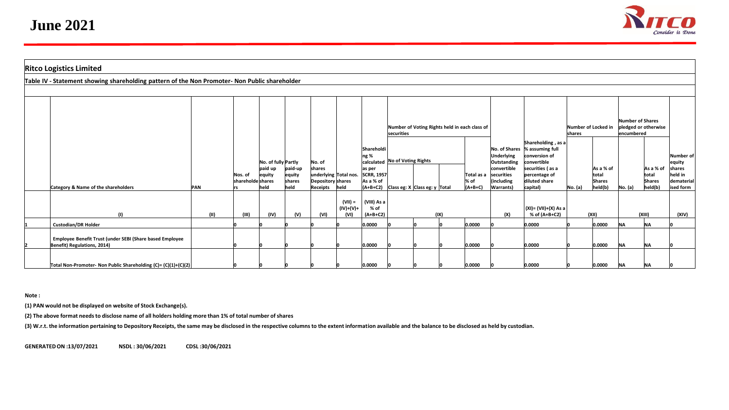# June 2021

## Ritco Logistics Limited

### Table IV - Statement showing shareholding pattern of the Non Promoter- Non Public shareholder

| | Category & Name of the shareholders | PAN | Nos. of shareholders | No. of fully paid up equity shares held | Partly paid-up equity shares held | No. of shares underlying Depository Receipts | Total nos. shares held | Shareholding % calculated as per SCRR, 1957 As a % of (A+B+C2) | Number of Voting Rights held in each class of securities | | | | No. of Shares Underlying Outstanding convertible securities (including Warrants) | Shareholding , as a % assuming full conversion of convertible securities ( as a percentage of diluted share capital) | Number of Locked in shares | | Number of Shares pledged or otherwise encumbered | | Number of equity shares held in dematerialised form |
|---|---|---|---|---|---|---|---|---|---|---|---|---|---|---|---|---|---|---|---|
| | | | | | | | | | No of Voting Rights | | | Total as a % of (A+B+C) | | | No. (a) | As a % of total Shares held(b) | No. (a) | As a % of total Shares held(b) | |
| | | | | | | | | | Class eg: X | Class eg: y | Total | | | | | | | | |
| | (I) | (II) | (III) | (IV) | (V) | (VI) | (VII) = (IV)+(V)+ (VI) | (VIII) As a % of (A+B+C2) | (IX) | | | | (X) | (XI)= (VII)+(X) As a % of (A+B+C2) | (XII) | | (XIII) | | (XIV) |
| 1 | Custodian/DR Holder | | 0 | 0 | 0 | 0 | 0 | 0.0000 | 0 | 0 | 0 | 0.0000 | 0 | 0.0000 | 0 | 0.0000 | NA | NA | 0 |
| 2 | Employee Benefit Trust (under SEBI (Share based Employee Benefit) Regulations, 2014) | | 0 | 0 | 0 | 0 | 0 | 0.0000 | 0 | 0 | 0 | 0.0000 | 0 | 0.0000 | 0 | 0.0000 | NA | NA | 0 |
| | Total Non-Promoter- Non Public Shareholding (C)= (C)(1)+(C)(2) | | 0 | 0 | 0 | 0 | 0 | 0.0000 | 0 | 0 | 0 | 0.0000 | 0 | 0.0000 | 0 | 0.0000 | NA | NA | 0 |

**Note :**

**(1) PAN would not be displayed on website of Stock Exchange(s).**

**(2) The above format needs to disclose name of all holders holding more than 1% of total number of shares**

**(3) W.r.t. the information pertaining to Depository Receipts, the same may be disclosed in the respective columns to the extent information available and the balance to be disclosed as held by custodian.**

**GENERATED ON :13/07/2021 NSDL : 30/06/2021 CDSL :30/06/2021**